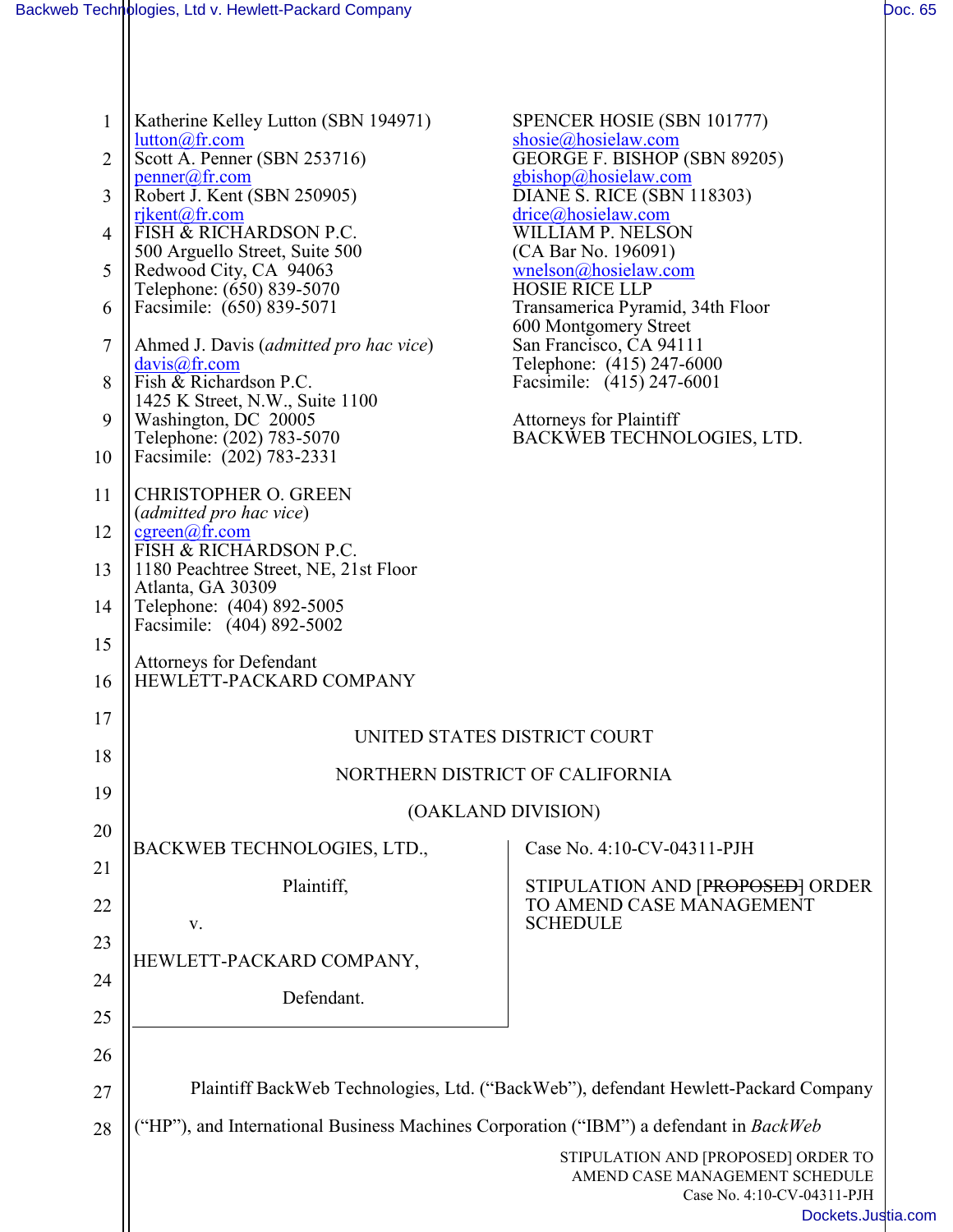Katherine Kelley Lutton (SBN 194971)
lutton@fr.com
Scott A. Penner (SBN 253716)
penner@fr.com
Robert J. Kent (SBN 250905)
rjkent@fr.com
FISH & RICHARDSON P.C.
500 Arguello Street, Suite 500
Redwood City, CA 94063
Telephone: (650) 839-5070
Facsimile: (650) 839-5071

Ahmed J. Davis (*admitted pro hac vice*)
davis@fr.com
Fish & Richardson P.C.
1425 K Street, N.W., Suite 1100
Washington, DC 20005
Telephone: (202) 783-5070
Facsimile: (202) 783-2331

CHRISTOPHER O. GREEN
(*admitted pro hac vice*)
cgreen@fr.com
FISH & RICHARDSON P.C.
1180 Peachtree Street, NE, 21st Floor
Atlanta, GA 30309
Telephone: (404) 892-5005
Facsimile: (404) 892-5002

Attorneys for Defendant
HEWLETT-PACKARD COMPANY

SPENCER HOSIE (SBN 101777)
shosie@hosielaw.com
GEORGE F. BISHOP (SBN 89205)
gbishop@hosielaw.com
DIANE S. RICE (SBN 118303)
drice@hosielaw.com
WILLIAM P. NELSON
(CA Bar No. 196091)
wnelson@hosielaw.com
HOSIE RICE LLP
Transamerica Pyramid, 34th Floor
600 Montgomery Street
San Francisco, CA 94111
Telephone: (415) 247-6000
Facsimile: (415) 247-6001

Attorneys for Plaintiff
BACKWEB TECHNOLOGIES, LTD.

UNITED STATES DISTRICT COURT

NORTHERN DISTRICT OF CALIFORNIA

(OAKLAND DIVISION)

BACKWEB TECHNOLOGIES, LTD.,

Plaintiff,

v.

HEWLETT-PACKARD COMPANY,

Defendant.

Case No. 4:10-CV-04311-PJH

STIPULATION AND [~~PROPOSED~~] ORDER TO AMEND CASE MANAGEMENT SCHEDULE

Plaintiff BackWeb Technologies, Ltd. ("BackWeb"), defendant Hewlett-Packard Company ("HP"), and International Business Machines Corporation ("IBM") a defendant in *BackWeb*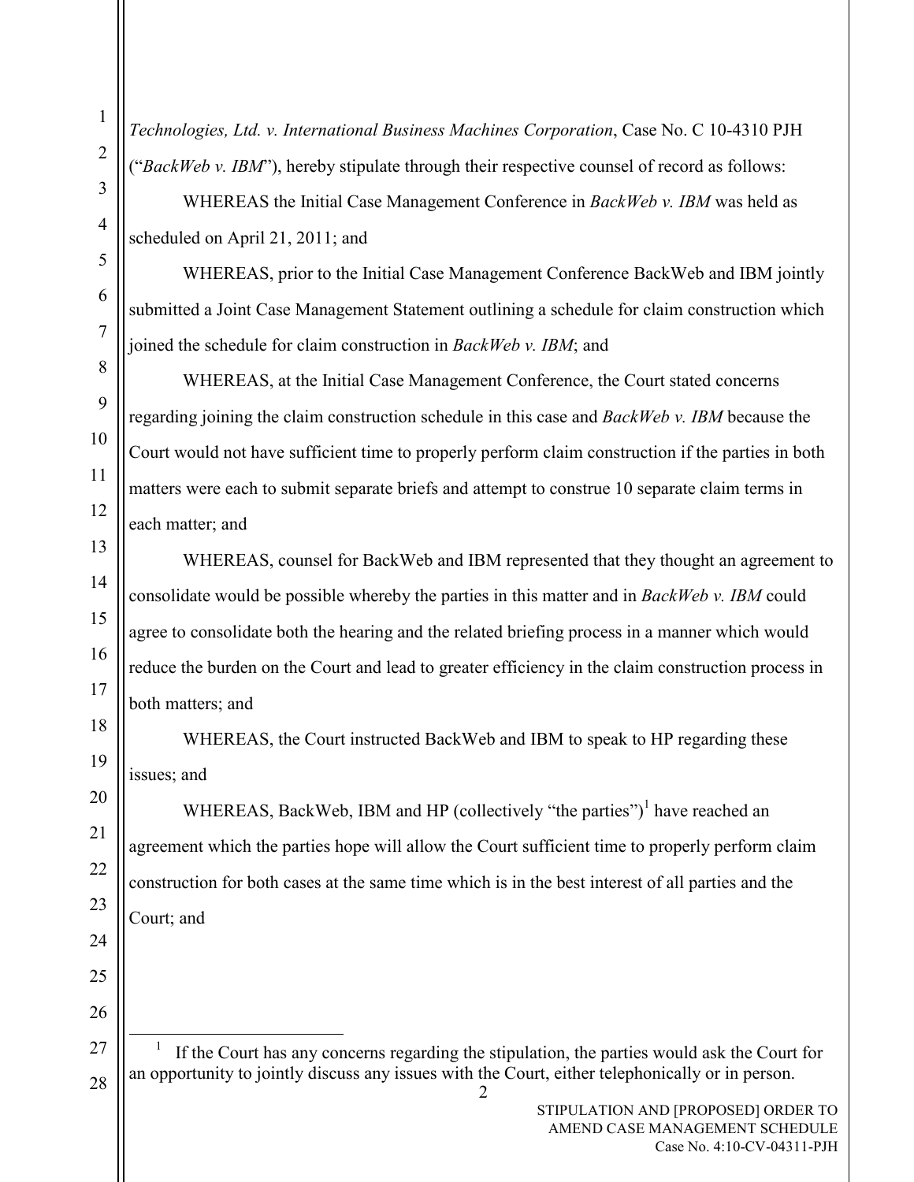*Technologies, Ltd. v. International Business Machines Corporation*, Case No. C 10-4310 PJH ("*BackWeb v. IBM*"), hereby stipulate through their respective counsel of record as follows:

WHEREAS the Initial Case Management Conference in *BackWeb v. IBM* was held as scheduled on April 21, 2011; and

WHEREAS, prior to the Initial Case Management Conference BackWeb and IBM jointly submitted a Joint Case Management Statement outlining a schedule for claim construction which joined the schedule for claim construction in *BackWeb v. IBM*; and

WHEREAS, at the Initial Case Management Conference, the Court stated concerns regarding joining the claim construction schedule in this case and *BackWeb v. IBM* because the Court would not have sufficient time to properly perform claim construction if the parties in both matters were each to submit separate briefs and attempt to construe 10 separate claim terms in each matter; and

WHEREAS, counsel for BackWeb and IBM represented that they thought an agreement to consolidate would be possible whereby the parties in this matter and in *BackWeb v. IBM* could agree to consolidate both the hearing and the related briefing process in a manner which would reduce the burden on the Court and lead to greater efficiency in the claim construction process in both matters; and

WHEREAS, the Court instructed BackWeb and IBM to speak to HP regarding these issues; and

WHEREAS, BackWeb, IBM and HP (collectively "the parties")[1] have reached an agreement which the parties hope will allow the Court sufficient time to properly perform claim construction for both cases at the same time which is in the best interest of all parties and the Court; and

[1] If the Court has any concerns regarding the stipulation, the parties would ask the Court for an opportunity to jointly discuss any issues with the Court, either telephonically or in person.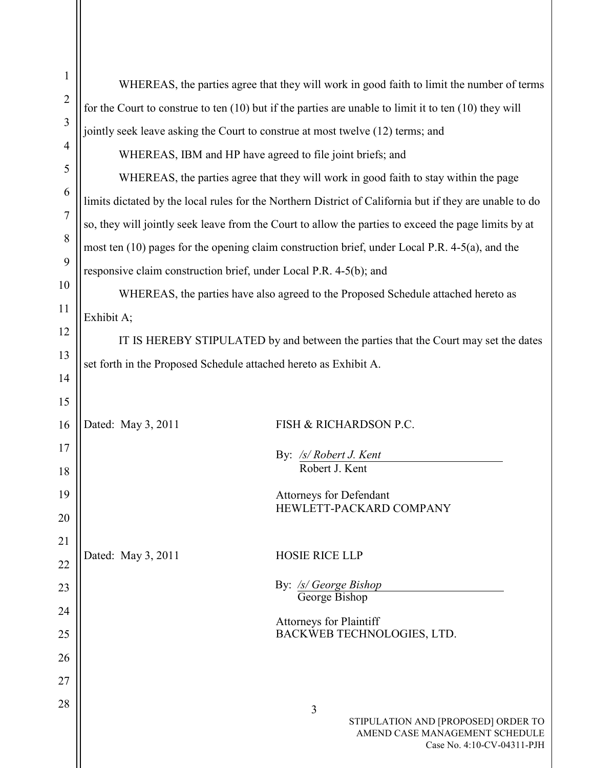WHEREAS, the parties agree that they will work in good faith to limit the number of terms for the Court to construe to ten (10) but if the parties are unable to limit it to ten (10) they will jointly seek leave asking the Court to construe at most twelve (12) terms; and

WHEREAS, IBM and HP have agreed to file joint briefs; and

WHEREAS, the parties agree that they will work in good faith to stay within the page limits dictated by the local rules for the Northern District of California but if they are unable to do so, they will jointly seek leave from the Court to allow the parties to exceed the page limits by at most ten (10) pages for the opening claim construction brief, under Local P.R. 4-5(a), and the responsive claim construction brief, under Local P.R. 4-5(b); and

WHEREAS, the parties have also agreed to the Proposed Schedule attached hereto as Exhibit A;

IT IS HEREBY STIPULATED by and between the parties that the Court may set the dates set forth in the Proposed Schedule attached hereto as Exhibit A.

Dated: May 3, 2011

FISH & RICHARDSON P.C.

By: */s/ Robert J. Kent*
Robert J. Kent

Attorneys for Defendant
HEWLETT-PACKARD COMPANY

Dated: May 3, 2011

HOSIE RICE LLP

By: */s/ George Bishop*
George Bishop

Attorneys for Plaintiff
BACKWEB TECHNOLOGIES, LTD.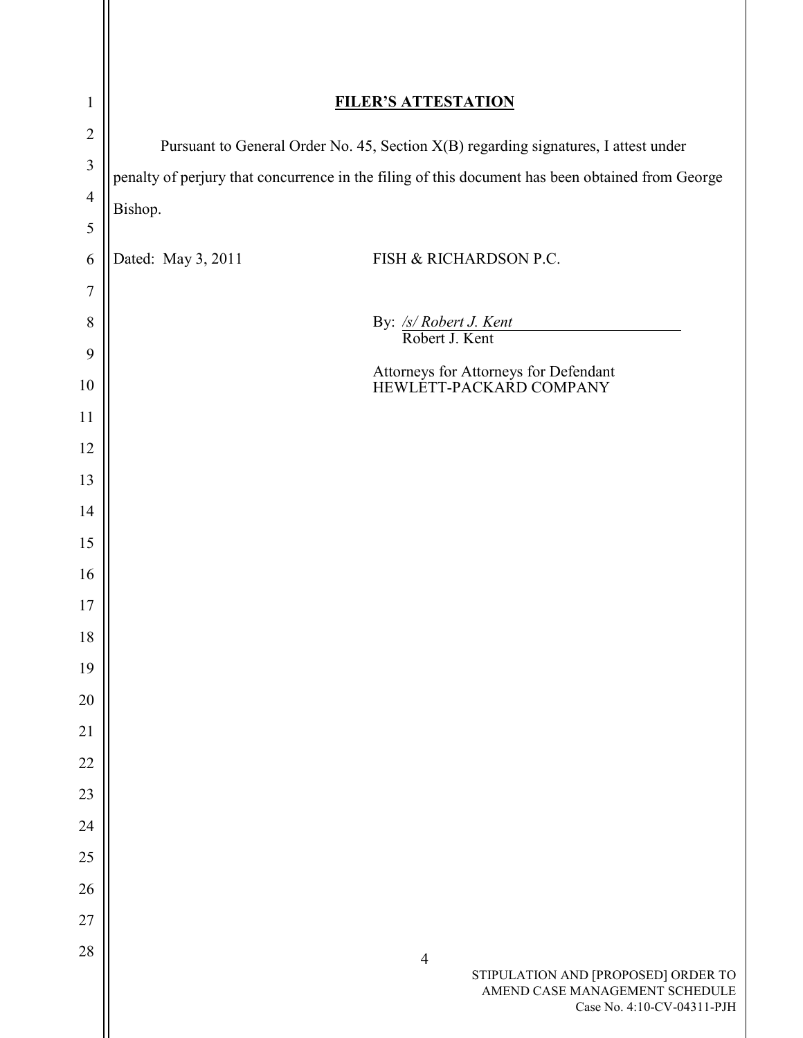# FILER'S ATTESTATION

Pursuant to General Order No. 45, Section X(B) regarding signatures, I attest under penalty of perjury that concurrence in the filing of this document has been obtained from George Bishop.

Dated: May 3, 2011

FISH & RICHARDSON P.C.

By: */s/ Robert J. Kent*
Robert J. Kent

Attorneys for Attorneys for Defendant
HEWLETT-PACKARD COMPANY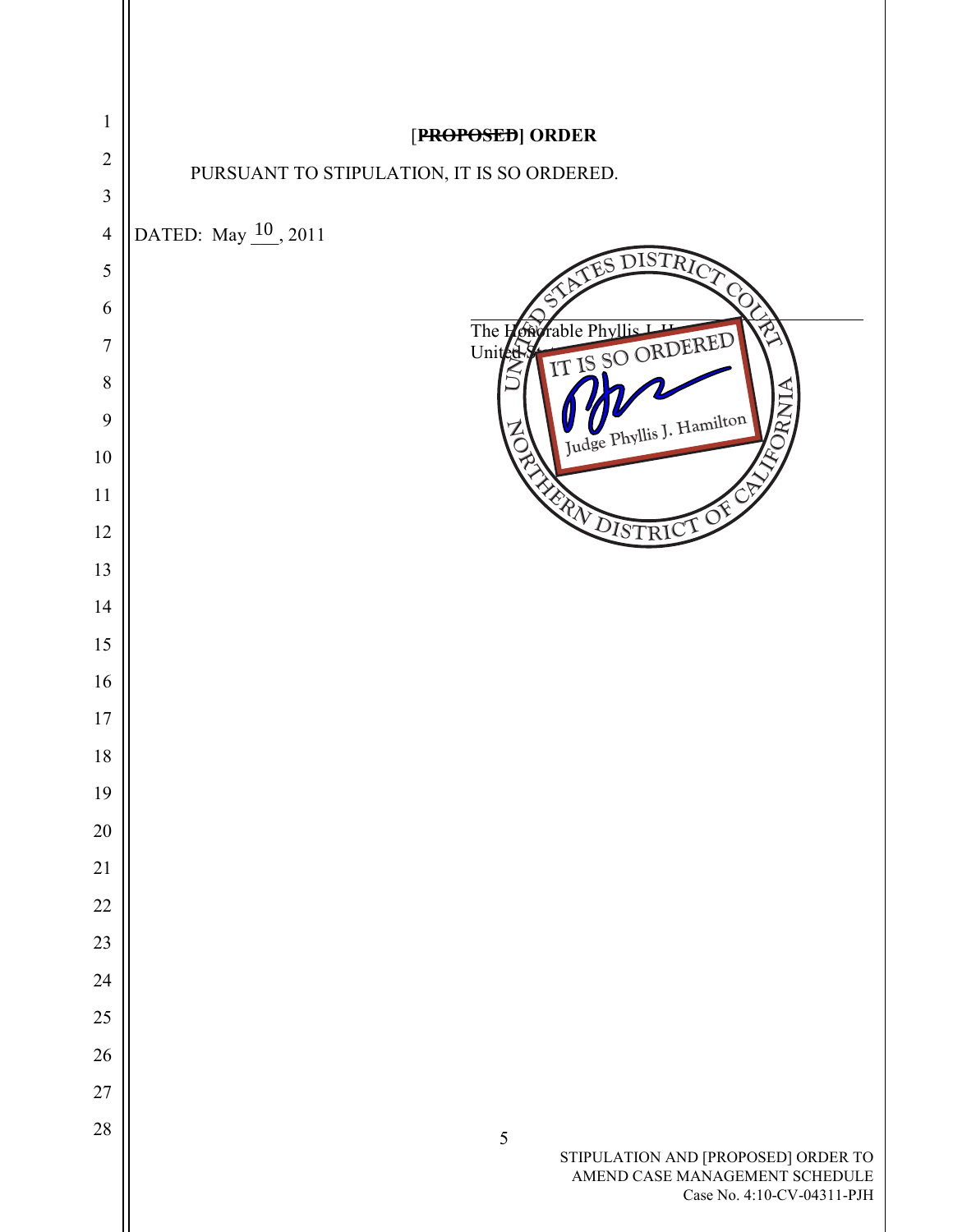[~~PROPOSED~~] ORDER

PURSUANT TO STIPULATION, IT IS SO ORDERED.

DATED: May 10, 2011

UNITED STATES DISTRICT COURT
NORTHERN DISTRICT OF CALIFORNIA
IT IS SO ORDERED
Judge Phyllis J. Hamilton

The Honorable Phyllis J. H
United St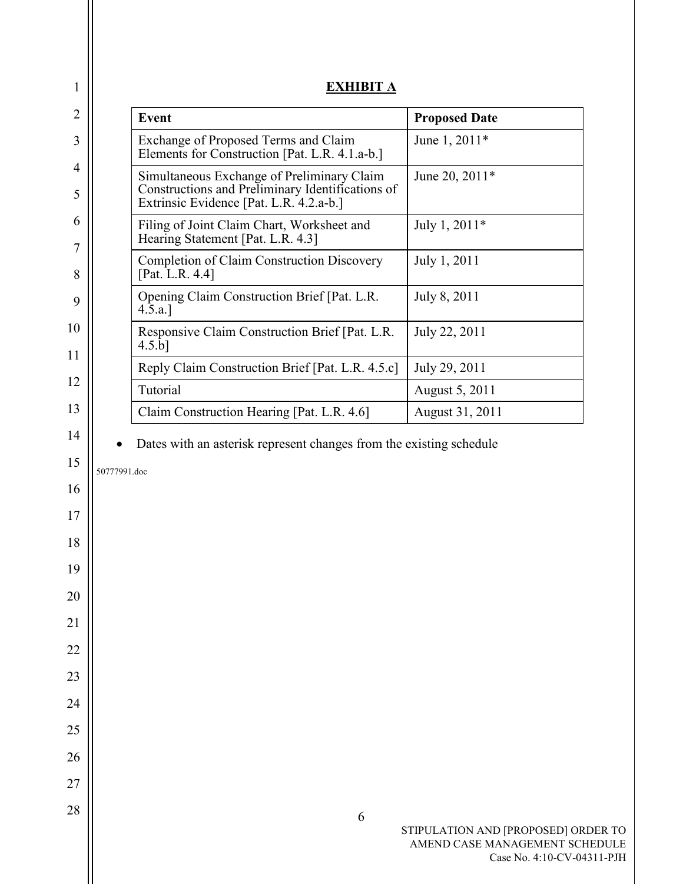**EXHIBIT A**

| Event | Proposed Date |
|---|---|
| Exchange of Proposed Terms and Claim Elements for Construction [Pat. L.R. 4.1.a-b.] | June 1, 2011* |
| Simultaneous Exchange of Preliminary Claim Constructions and Preliminary Identifications of Extrinsic Evidence [Pat. L.R. 4.2.a-b.] | June 20, 2011* |
| Filing of Joint Claim Chart, Worksheet and Hearing Statement [Pat. L.R. 4.3] | July 1, 2011* |
| Completion of Claim Construction Discovery [Pat. L.R. 4.4] | July 1, 2011 |
| Opening Claim Construction Brief [Pat. L.R. 4.5.a.] | July 8, 2011 |
| Responsive Claim Construction Brief [Pat. L.R. 4.5.b] | July 22, 2011 |
| Reply Claim Construction Brief [Pat. L.R. 4.5.c] | July 29, 2011 |
| Tutorial | August 5, 2011 |
| Claim Construction Hearing [Pat. L.R. 4.6] | August 31, 2011 |

- Dates with an asterisk represent changes from the existing schedule

50777991.doc

STIPULATION AND [PROPOSED] ORDER TO AMEND CASE MANAGEMENT SCHEDULE
Case No. 4:10-CV-04311-PJH